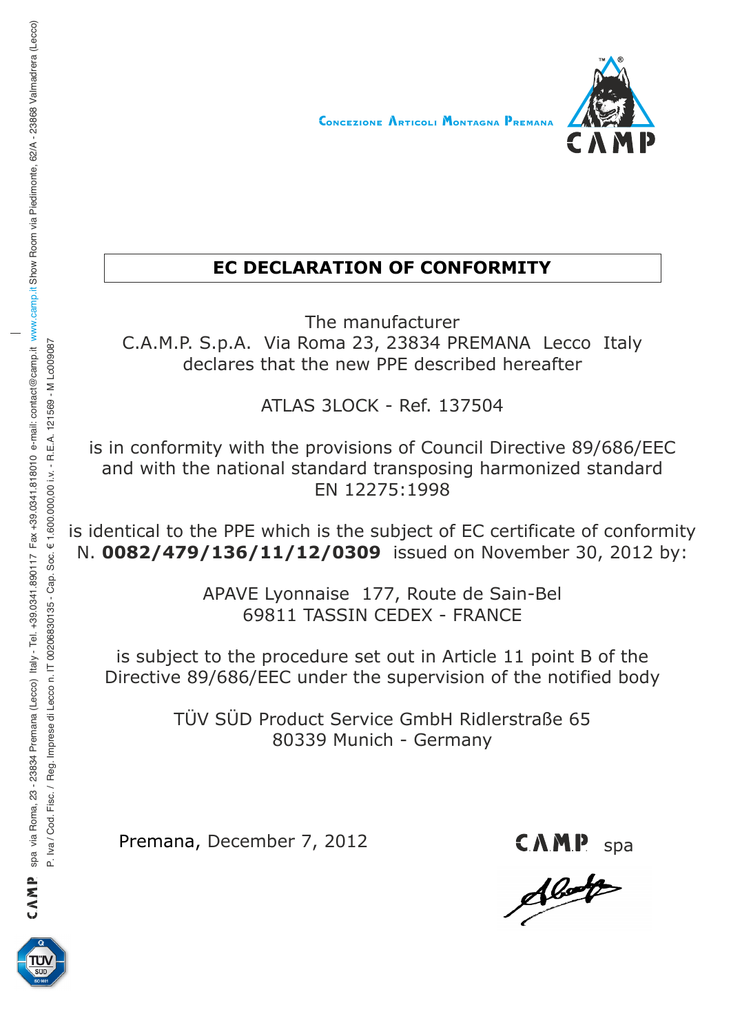Concezione Articoli Montagna Premana

CAMP

# EC DECLARATION OF CONFORMITY

The manufacturer
C.A.M.P. S.p.A. Via Roma 23, 23834 PREMANA Lecco Italy
declares that the new PPE described hereafter

ATLAS 3LOCK - Ref. 137504

is in conformity with the provisions of Council Directive 89/686/EEC and with the national standard transposing harmonized standard EN 12275:1998

is identical to the PPE which is the subject of EC certificate of conformity N. **0082/479/136/11/12/0309** issued on November 30, 2012 by:

APAVE Lyonnaise 177, Route de Sain-Bel
69811 TASSIN CEDEX - FRANCE

is subject to the procedure set out in Article 11 point B of the Directive 89/686/EEC under the supervision of the notified body

TÜV SÜD Product Service GmbH Ridlerstraße 65
80339 Munich - Germany

Premana, December 7, 2012

CAMP spa

CAMP spa via Roma, 23 - 23834 Premana (Lecco) Italy - Tel. +39.0341.890117 Fax +39.0341.818010 e-mail: contact@camp.it www.camp.it Show Room via Piedimonte, 62/A - 23868 Valmadrera (Lecco)
P. Iva / Cod. Fisc. / Reg. Imprese di Lecco n. IT 00206830135 - Cap. Soc. € 1.600.000,00 i.v. - R.E.A. 121569 - M Lc009087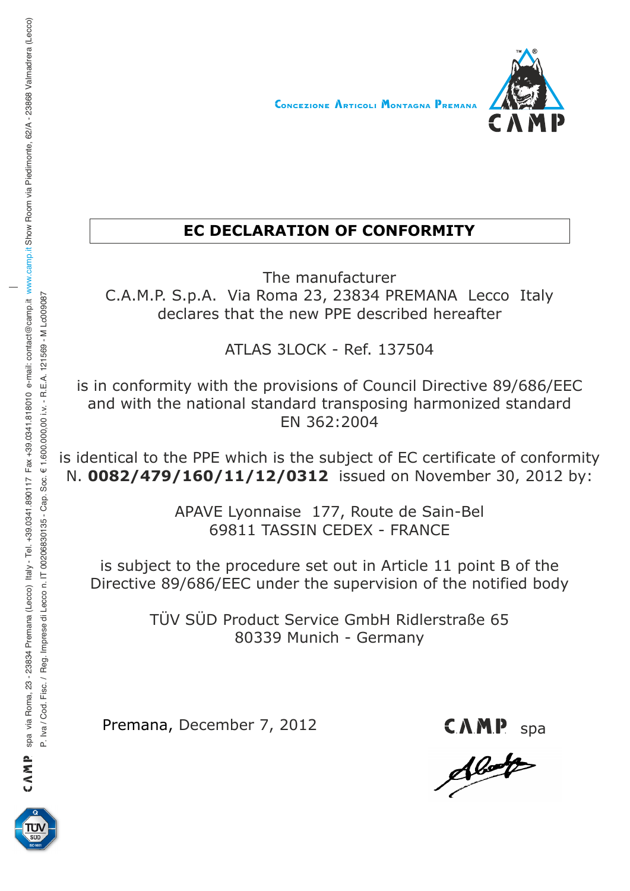CONCEZIONE ARTICOLI MONTAGNA PREMANA

CAMP

# EC DECLARATION OF CONFORMITY

The manufacturer
C.A.M.P. S.p.A. Via Roma 23, 23834 PREMANA Lecco Italy
declares that the new PPE described hereafter

ATLAS 3LOCK - Ref. 137504

is in conformity with the provisions of Council Directive 89/686/EEC
and with the national standard transposing harmonized standard
EN 362:2004

is identical to the PPE which is the subject of EC certificate of conformity
N. **0082/479/160/11/12/0312** issued on November 30, 2012 by:

APAVE Lyonnaise 177, Route de Sain-Bel
69811 TASSIN CEDEX - FRANCE

is subject to the procedure set out in Article 11 point B of the
Directive 89/686/EEC under the supervision of the notified body

TÜV SÜD Product Service GmbH Ridlerstraße 65
80339 Munich - Germany

Premana, December 7, 2012

CAMP spa

CAMP spa via Roma, 23 - 23834 Premana (Lecco) Italy - Tel. +39.0341.890117 Fax +39.0341.818010 e-mail: contact@camp.it www.camp.it Show Room via Piedimonte, 62/A - 23868 Valmadrera (Lecco)
P. Iva / Cod. Fisc. / Reg. Imprese di Lecco n. IT 00206830135 - Cap. Soc. € 1.600.000,00 i.v. - R.E.A. 121569 - M Lc009087